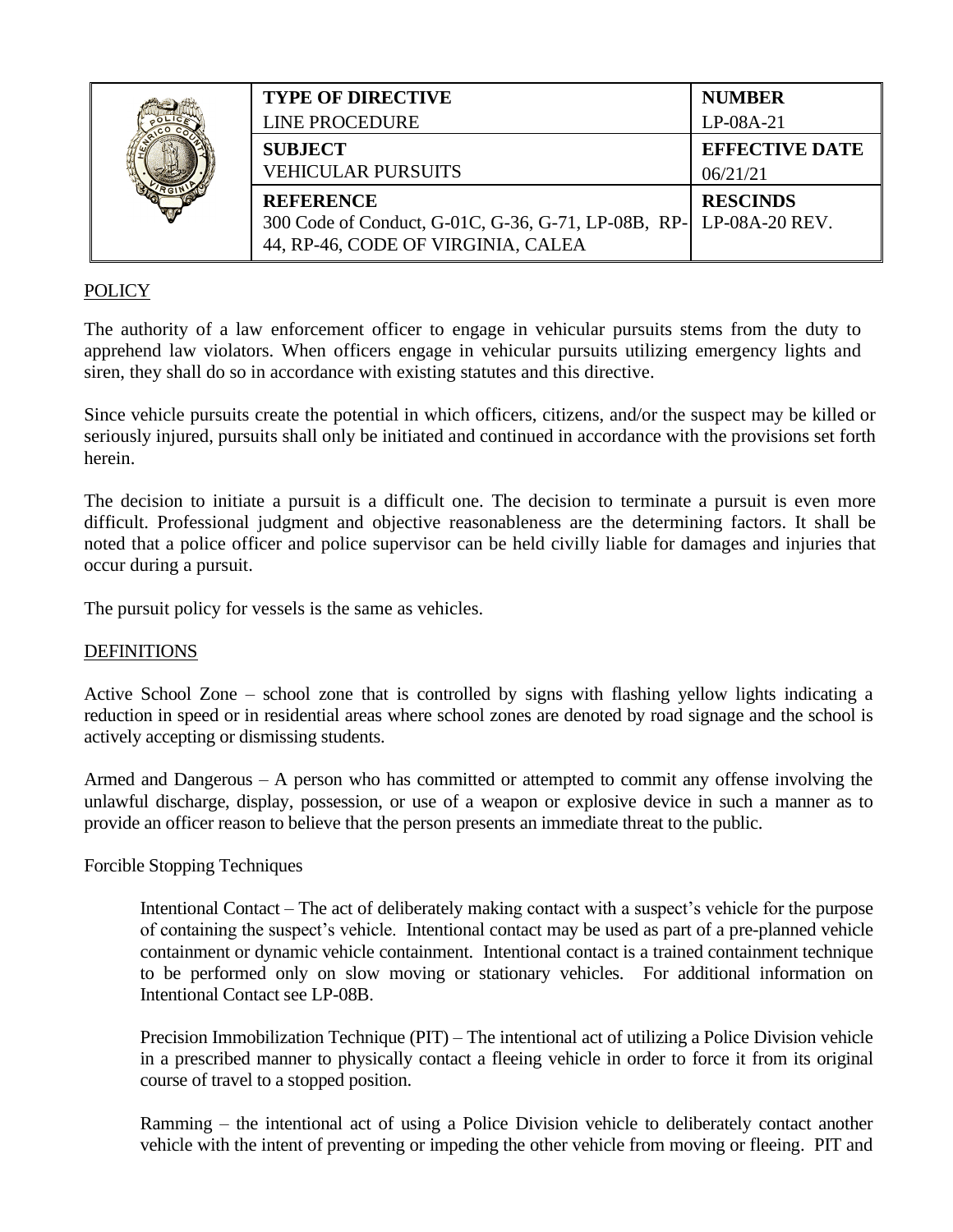| | | |
|---|---|---|
| | **TYPE OF DIRECTIVE**<br>LINE PROCEDURE | **NUMBER**<br>LP-08A-21 |
| | **SUBJECT**<br>VEHICULAR PURSUITS | **EFFECTIVE DATE**<br>06/21/21 |
| | **REFERENCE**<br>300 Code of Conduct, G-01C, G-36, G-71, LP-08B, RP-44, RP-46, CODE OF VIRGINIA, CALEA | **RESCINDS**<br>LP-08A-20 REV. |

## POLICY

The authority of a law enforcement officer to engage in vehicular pursuits stems from the duty to apprehend law violators. When officers engage in vehicular pursuits utilizing emergency lights and siren, they shall do so in accordance with existing statutes and this directive.

Since vehicle pursuits create the potential in which officers, citizens, and/or the suspect may be killed or seriously injured, pursuits shall only be initiated and continued in accordance with the provisions set forth herein.

The decision to initiate a pursuit is a difficult one. The decision to terminate a pursuit is even more difficult. Professional judgment and objective reasonableness are the determining factors. It shall be noted that a police officer and police supervisor can be held civilly liable for damages and injuries that occur during a pursuit.

The pursuit policy for vessels is the same as vehicles.

## DEFINITIONS

Active School Zone – school zone that is controlled by signs with flashing yellow lights indicating a reduction in speed or in residential areas where school zones are denoted by road signage and the school is actively accepting or dismissing students.

Armed and Dangerous – A person who has committed or attempted to commit any offense involving the unlawful discharge, display, possession, or use of a weapon or explosive device in such a manner as to provide an officer reason to believe that the person presents an immediate threat to the public.

Forcible Stopping Techniques

Intentional Contact – The act of deliberately making contact with a suspect's vehicle for the purpose of containing the suspect's vehicle. Intentional contact may be used as part of a pre-planned vehicle containment or dynamic vehicle containment. Intentional contact is a trained containment technique to be performed only on slow moving or stationary vehicles. For additional information on Intentional Contact see LP-08B.

Precision Immobilization Technique (PIT) – The intentional act of utilizing a Police Division vehicle in a prescribed manner to physically contact a fleeing vehicle in order to force it from its original course of travel to a stopped position.

Ramming – the intentional act of using a Police Division vehicle to deliberately contact another vehicle with the intent of preventing or impeding the other vehicle from moving or fleeing. PIT and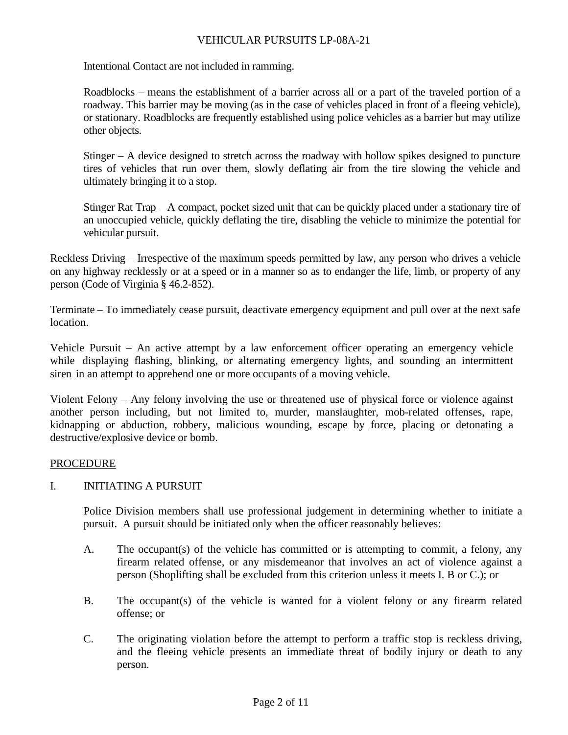Intentional Contact are not included in ramming.

Roadblocks – means the establishment of a barrier across all or a part of the traveled portion of a roadway. This barrier may be moving (as in the case of vehicles placed in front of a fleeing vehicle), or stationary. Roadblocks are frequently established using police vehicles as a barrier but may utilize other objects.

Stinger – A device designed to stretch across the roadway with hollow spikes designed to puncture tires of vehicles that run over them, slowly deflating air from the tire slowing the vehicle and ultimately bringing it to a stop.

Stinger Rat Trap – A compact, pocket sized unit that can be quickly placed under a stationary tire of an unoccupied vehicle, quickly deflating the tire, disabling the vehicle to minimize the potential for vehicular pursuit.

Reckless Driving – Irrespective of the maximum speeds permitted by law, any person who drives a vehicle on any highway recklessly or at a speed or in a manner so as to endanger the life, limb, or property of any person (Code of Virginia § 46.2-852).

Terminate – To immediately cease pursuit, deactivate emergency equipment and pull over at the next safe location.

Vehicle Pursuit – An active attempt by a law enforcement officer operating an emergency vehicle while displaying flashing, blinking, or alternating emergency lights, and sounding an intermittent siren in an attempt to apprehend one or more occupants of a moving vehicle.

Violent Felony – Any felony involving the use or threatened use of physical force or violence against another person including, but not limited to, murder, manslaughter, mob-related offenses, rape, kidnapping or abduction, robbery, malicious wounding, escape by force, placing or detonating a destructive/explosive device or bomb.

## PROCEDURE

### I. INITIATING A PURSUIT

Police Division members shall use professional judgement in determining whether to initiate a pursuit. A pursuit should be initiated only when the officer reasonably believes:

A. The occupant(s) of the vehicle has committed or is attempting to commit, a felony, any firearm related offense, or any misdemeanor that involves an act of violence against a person (Shoplifting shall be excluded from this criterion unless it meets I. B or C.); or

B. The occupant(s) of the vehicle is wanted for a violent felony or any firearm related offense; or

C. The originating violation before the attempt to perform a traffic stop is reckless driving, and the fleeing vehicle presents an immediate threat of bodily injury or death to any person.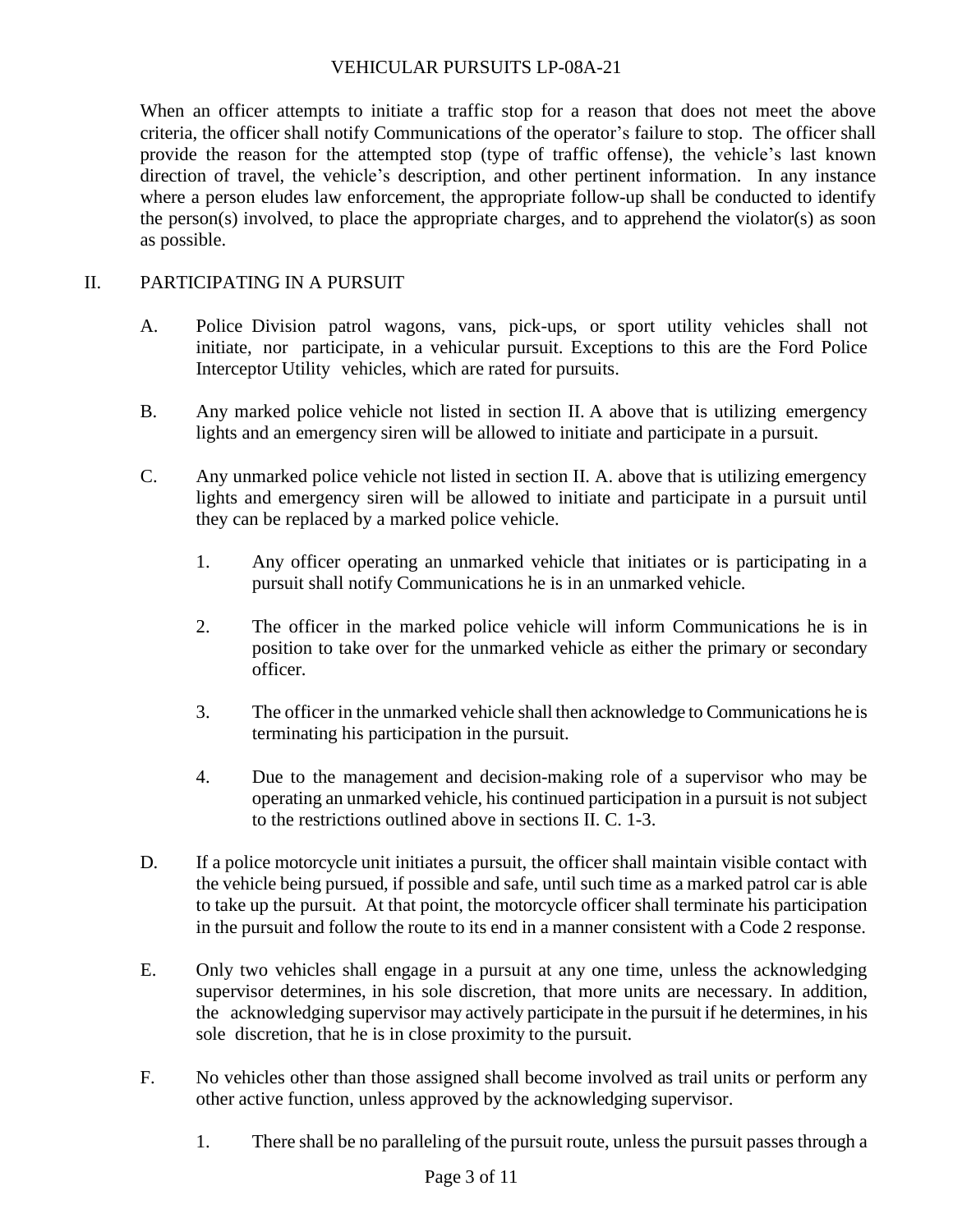When an officer attempts to initiate a traffic stop for a reason that does not meet the above criteria, the officer shall notify Communications of the operator's failure to stop. The officer shall provide the reason for the attempted stop (type of traffic offense), the vehicle's last known direction of travel, the vehicle's description, and other pertinent information. In any instance where a person eludes law enforcement, the appropriate follow-up shall be conducted to identify the person(s) involved, to place the appropriate charges, and to apprehend the violator(s) as soon as possible.

## II. PARTICIPATING IN A PURSUIT

A. Police Division patrol wagons, vans, pick-ups, or sport utility vehicles shall not initiate, nor participate, in a vehicular pursuit. Exceptions to this are the Ford Police Interceptor Utility vehicles, which are rated for pursuits.

B. Any marked police vehicle not listed in section II. A above that is utilizing emergency lights and an emergency siren will be allowed to initiate and participate in a pursuit.

C. Any unmarked police vehicle not listed in section II. A. above that is utilizing emergency lights and emergency siren will be allowed to initiate and participate in a pursuit until they can be replaced by a marked police vehicle.

1. Any officer operating an unmarked vehicle that initiates or is participating in a pursuit shall notify Communications he is in an unmarked vehicle.

2. The officer in the marked police vehicle will inform Communications he is in position to take over for the unmarked vehicle as either the primary or secondary officer.

3. The officer in the unmarked vehicle shall then acknowledge to Communications he is terminating his participation in the pursuit.

4. Due to the management and decision-making role of a supervisor who may be operating an unmarked vehicle, his continued participation in a pursuit is not subject to the restrictions outlined above in sections II. C. 1-3.

D. If a police motorcycle unit initiates a pursuit, the officer shall maintain visible contact with the vehicle being pursued, if possible and safe, until such time as a marked patrol car is able to take up the pursuit. At that point, the motorcycle officer shall terminate his participation in the pursuit and follow the route to its end in a manner consistent with a Code 2 response.

E. Only two vehicles shall engage in a pursuit at any one time, unless the acknowledging supervisor determines, in his sole discretion, that more units are necessary. In addition, the acknowledging supervisor may actively participate in the pursuit if he determines, in his sole discretion, that he is in close proximity to the pursuit.

F. No vehicles other than those assigned shall become involved as trail units or perform any other active function, unless approved by the acknowledging supervisor.

1. There shall be no paralleling of the pursuit route, unless the pursuit passes through a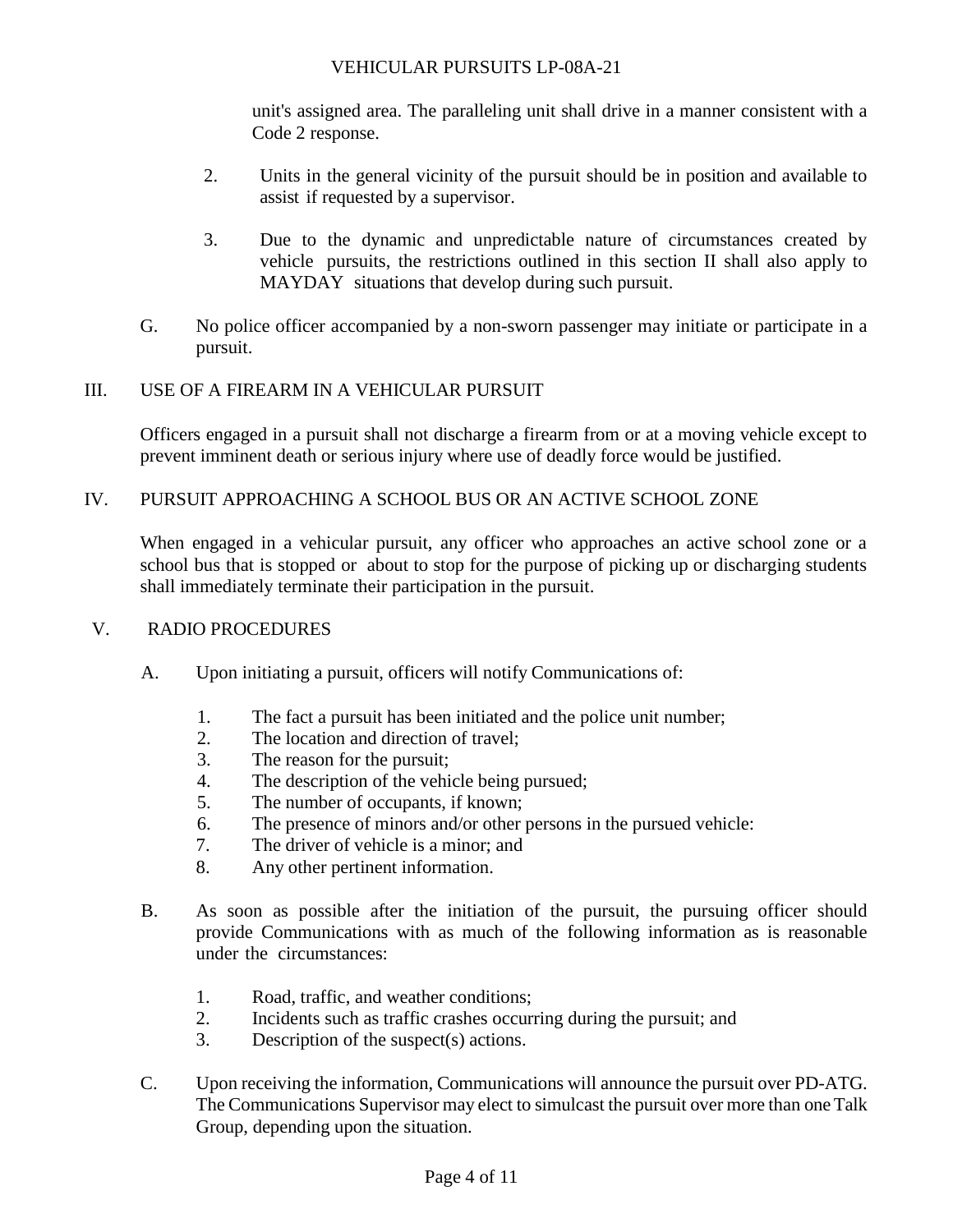unit's assigned area. The paralleling unit shall drive in a manner consistent with a Code 2 response.

2. Units in the general vicinity of the pursuit should be in position and available to assist if requested by a supervisor.

3. Due to the dynamic and unpredictable nature of circumstances created by vehicle pursuits, the restrictions outlined in this section II shall also apply to MAYDAY situations that develop during such pursuit.

G. No police officer accompanied by a non-sworn passenger may initiate or participate in a pursuit.

## III. USE OF A FIREARM IN A VEHICULAR PURSUIT

Officers engaged in a pursuit shall not discharge a firearm from or at a moving vehicle except to prevent imminent death or serious injury where use of deadly force would be justified.

## IV. PURSUIT APPROACHING A SCHOOL BUS OR AN ACTIVE SCHOOL ZONE

When engaged in a vehicular pursuit, any officer who approaches an active school zone or a school bus that is stopped or about to stop for the purpose of picking up or discharging students shall immediately terminate their participation in the pursuit.

## V. RADIO PROCEDURES

A. Upon initiating a pursuit, officers will notify Communications of:

1. The fact a pursuit has been initiated and the police unit number;
2. The location and direction of travel;
3. The reason for the pursuit;
4. The description of the vehicle being pursued;
5. The number of occupants, if known;
6. The presence of minors and/or other persons in the pursued vehicle:
7. The driver of vehicle is a minor; and
8. Any other pertinent information.

B. As soon as possible after the initiation of the pursuit, the pursuing officer should provide Communications with as much of the following information as is reasonable under the circumstances:

1. Road, traffic, and weather conditions;
2. Incidents such as traffic crashes occurring during the pursuit; and
3. Description of the suspect(s) actions.

C. Upon receiving the information, Communications will announce the pursuit over PD-ATG. The Communications Supervisor may elect to simulcast the pursuit over more than one Talk Group, depending upon the situation.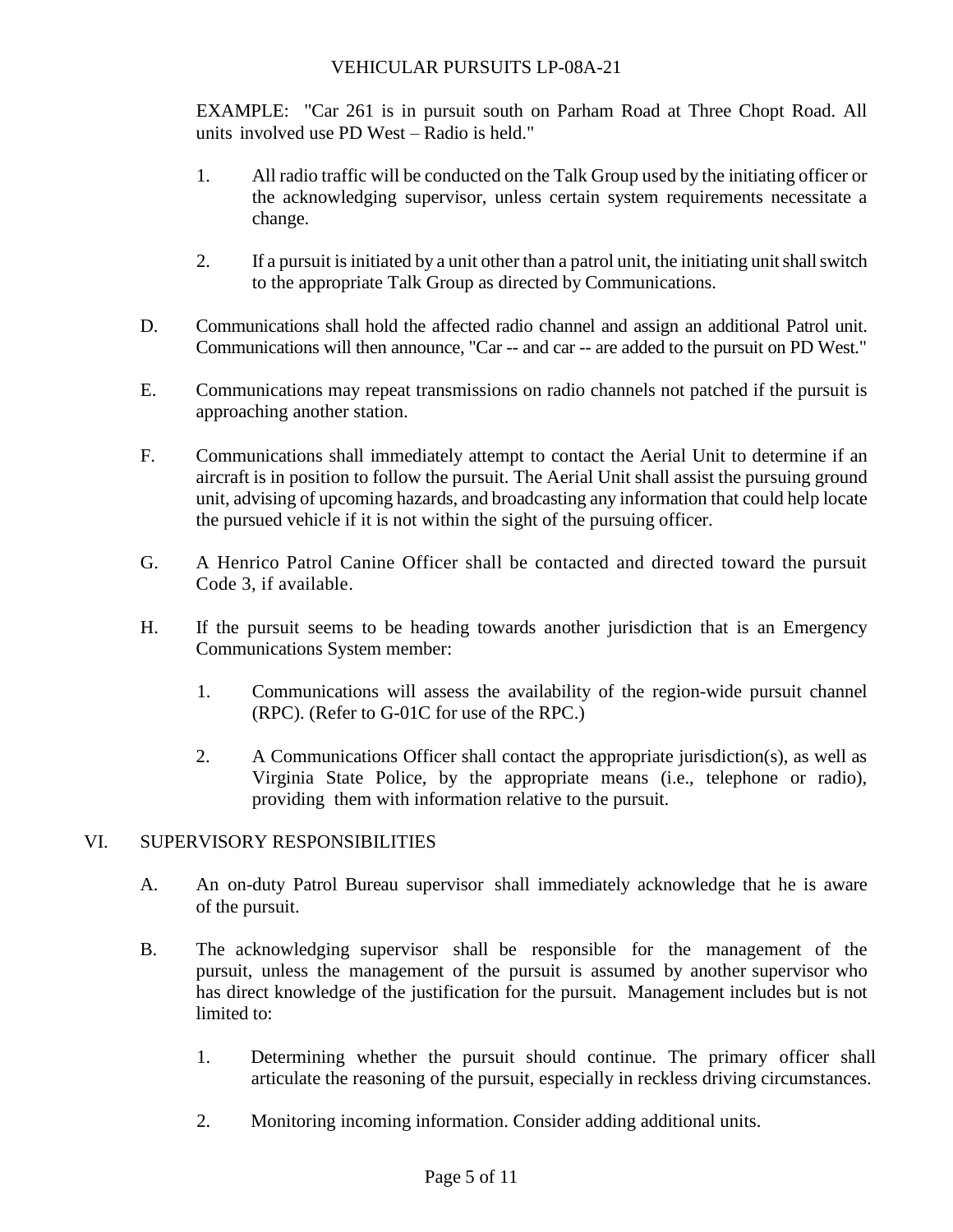EXAMPLE: "Car 261 is in pursuit south on Parham Road at Three Chopt Road. All units involved use PD West – Radio is held."

1. All radio traffic will be conducted on the Talk Group used by the initiating officer or the acknowledging supervisor, unless certain system requirements necessitate a change.

2. If a pursuit is initiated by a unit other than a patrol unit, the initiating unit shall switch to the appropriate Talk Group as directed by Communications.

D. Communications shall hold the affected radio channel and assign an additional Patrol unit. Communications will then announce, "Car -- and car -- are added to the pursuit on PD West."

E. Communications may repeat transmissions on radio channels not patched if the pursuit is approaching another station.

F. Communications shall immediately attempt to contact the Aerial Unit to determine if an aircraft is in position to follow the pursuit. The Aerial Unit shall assist the pursuing ground unit, advising of upcoming hazards, and broadcasting any information that could help locate the pursued vehicle if it is not within the sight of the pursuing officer.

G. A Henrico Patrol Canine Officer shall be contacted and directed toward the pursuit Code 3, if available.

H. If the pursuit seems to be heading towards another jurisdiction that is an Emergency Communications System member:

1. Communications will assess the availability of the region-wide pursuit channel (RPC). (Refer to G-01C for use of the RPC.)

2. A Communications Officer shall contact the appropriate jurisdiction(s), as well as Virginia State Police, by the appropriate means (i.e., telephone or radio), providing them with information relative to the pursuit.

## VI. SUPERVISORY RESPONSIBILITIES

A. An on-duty Patrol Bureau supervisor shall immediately acknowledge that he is aware of the pursuit.

B. The acknowledging supervisor shall be responsible for the management of the pursuit, unless the management of the pursuit is assumed by another supervisor who has direct knowledge of the justification for the pursuit. Management includes but is not limited to:

1. Determining whether the pursuit should continue. The primary officer shall articulate the reasoning of the pursuit, especially in reckless driving circumstances.

2. Monitoring incoming information. Consider adding additional units.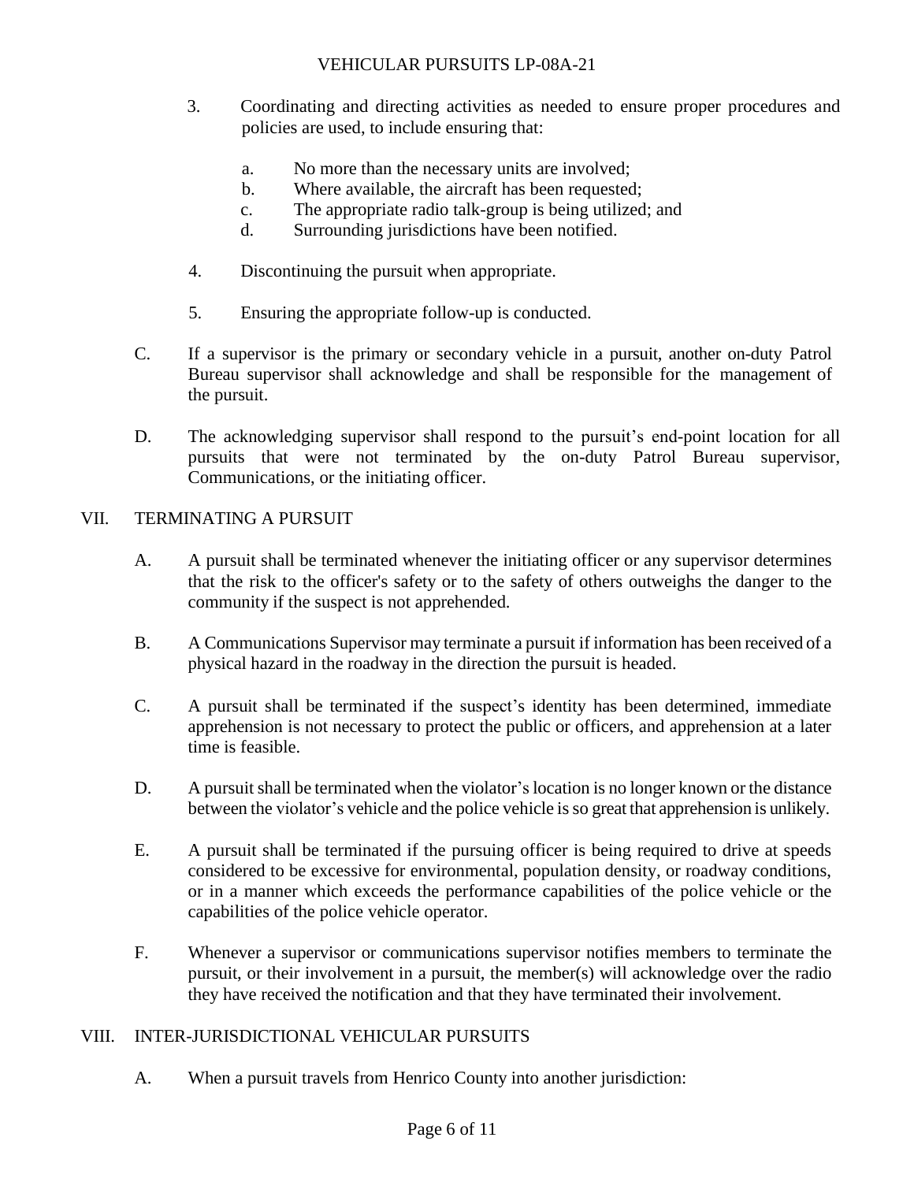3. Coordinating and directing activities as needed to ensure proper procedures and policies are used, to include ensuring that:

   a. No more than the necessary units are involved;
   b. Where available, the aircraft has been requested;
   c. The appropriate radio talk-group is being utilized; and
   d. Surrounding jurisdictions have been notified.

4. Discontinuing the pursuit when appropriate.

5. Ensuring the appropriate follow-up is conducted.

C. If a supervisor is the primary or secondary vehicle in a pursuit, another on-duty Patrol Bureau supervisor shall acknowledge and shall be responsible for the management of the pursuit.

D. The acknowledging supervisor shall respond to the pursuit's end-point location for all pursuits that were not terminated by the on-duty Patrol Bureau supervisor, Communications, or the initiating officer.

## VII. TERMINATING A PURSUIT

A. A pursuit shall be terminated whenever the initiating officer or any supervisor determines that the risk to the officer's safety or to the safety of others outweighs the danger to the community if the suspect is not apprehended.

B. A Communications Supervisor may terminate a pursuit if information has been received of a physical hazard in the roadway in the direction the pursuit is headed.

C. A pursuit shall be terminated if the suspect's identity has been determined, immediate apprehension is not necessary to protect the public or officers, and apprehension at a later time is feasible.

D. A pursuit shall be terminated when the violator's location is no longer known or the distance between the violator's vehicle and the police vehicle is so great that apprehension is unlikely.

E. A pursuit shall be terminated if the pursuing officer is being required to drive at speeds considered to be excessive for environmental, population density, or roadway conditions, or in a manner which exceeds the performance capabilities of the police vehicle or the capabilities of the police vehicle operator.

F. Whenever a supervisor or communications supervisor notifies members to terminate the pursuit, or their involvement in a pursuit, the member(s) will acknowledge over the radio they have received the notification and that they have terminated their involvement.

## VIII. INTER-JURISDICTIONAL VEHICULAR PURSUITS

A. When a pursuit travels from Henrico County into another jurisdiction: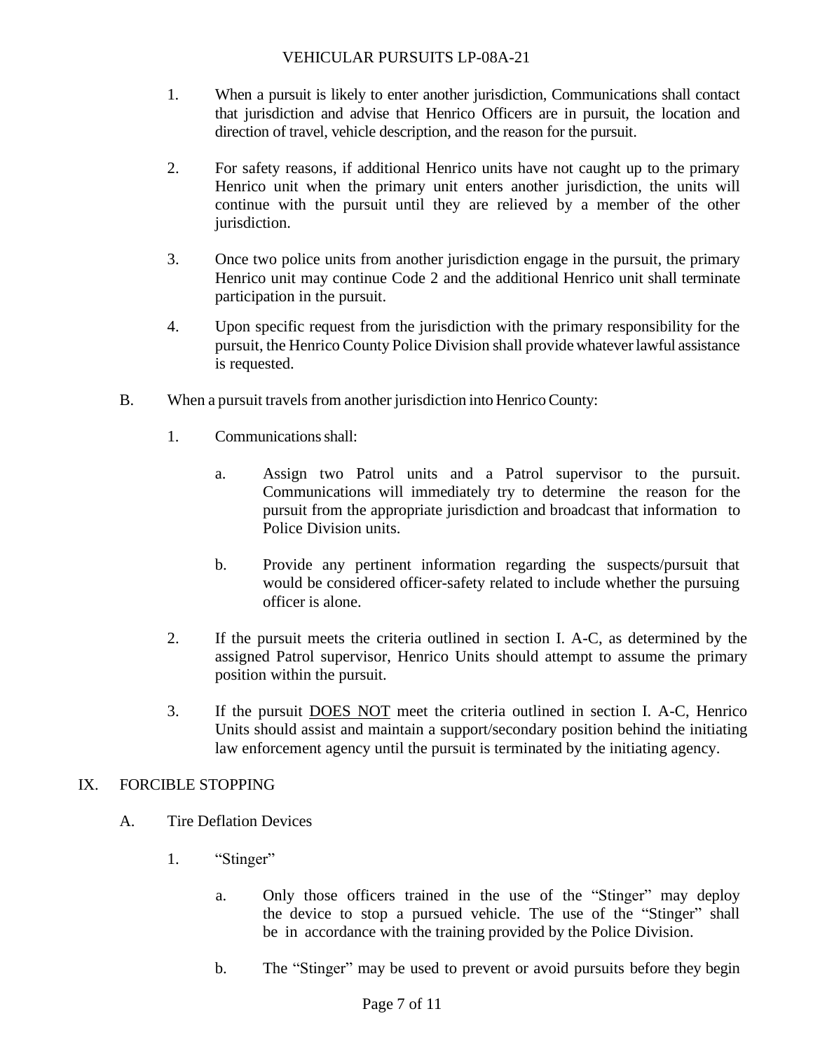1. When a pursuit is likely to enter another jurisdiction, Communications shall contact that jurisdiction and advise that Henrico Officers are in pursuit, the location and direction of travel, vehicle description, and the reason for the pursuit.

2. For safety reasons, if additional Henrico units have not caught up to the primary Henrico unit when the primary unit enters another jurisdiction, the units will continue with the pursuit until they are relieved by a member of the other jurisdiction.

3. Once two police units from another jurisdiction engage in the pursuit, the primary Henrico unit may continue Code 2 and the additional Henrico unit shall terminate participation in the pursuit.

4. Upon specific request from the jurisdiction with the primary responsibility for the pursuit, the Henrico County Police Division shall provide whatever lawful assistance is requested.

B. When a pursuit travels from another jurisdiction into Henrico County:

1. Communications shall:

   a. Assign two Patrol units and a Patrol supervisor to the pursuit. Communications will immediately try to determine the reason for the pursuit from the appropriate jurisdiction and broadcast that information to Police Division units.

   b. Provide any pertinent information regarding the suspects/pursuit that would be considered officer-safety related to include whether the pursuing officer is alone.

2. If the pursuit meets the criteria outlined in section I. A-C, as determined by the assigned Patrol supervisor, Henrico Units should attempt to assume the primary position within the pursuit.

3. If the pursuit <u>DOES NOT</u> meet the criteria outlined in section I. A-C, Henrico Units should assist and maintain a support/secondary position behind the initiating law enforcement agency until the pursuit is terminated by the initiating agency.

## IX. FORCIBLE STOPPING

A. Tire Deflation Devices

1. "Stinger"

   a. Only those officers trained in the use of the "Stinger" may deploy the device to stop a pursued vehicle. The use of the "Stinger" shall be in accordance with the training provided by the Police Division.

   b. The "Stinger" may be used to prevent or avoid pursuits before they begin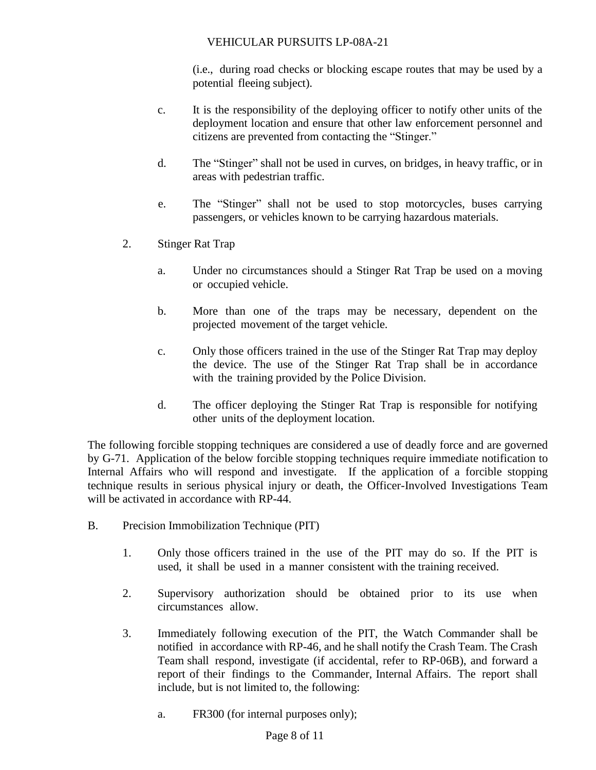(i.e., during road checks or blocking escape routes that may be used by a potential fleeing subject).

c. It is the responsibility of the deploying officer to notify other units of the deployment location and ensure that other law enforcement personnel and citizens are prevented from contacting the "Stinger."

d. The "Stinger" shall not be used in curves, on bridges, in heavy traffic, or in areas with pedestrian traffic.

e. The "Stinger" shall not be used to stop motorcycles, buses carrying passengers, or vehicles known to be carrying hazardous materials.

2. Stinger Rat Trap

a. Under no circumstances should a Stinger Rat Trap be used on a moving or occupied vehicle.

b. More than one of the traps may be necessary, dependent on the projected movement of the target vehicle.

c. Only those officers trained in the use of the Stinger Rat Trap may deploy the device. The use of the Stinger Rat Trap shall be in accordance with the training provided by the Police Division.

d. The officer deploying the Stinger Rat Trap is responsible for notifying other units of the deployment location.

The following forcible stopping techniques are considered a use of deadly force and are governed by G-71. Application of the below forcible stopping techniques require immediate notification to Internal Affairs who will respond and investigate. If the application of a forcible stopping technique results in serious physical injury or death, the Officer-Involved Investigations Team will be activated in accordance with RP-44.

B. Precision Immobilization Technique (PIT)

1. Only those officers trained in the use of the PIT may do so. If the PIT is used, it shall be used in a manner consistent with the training received.

2. Supervisory authorization should be obtained prior to its use when circumstances allow.

3. Immediately following execution of the PIT, the Watch Commander shall be notified in accordance with RP-46, and he shall notify the Crash Team. The Crash Team shall respond, investigate (if accidental, refer to RP-06B), and forward a report of their findings to the Commander, Internal Affairs. The report shall include, but is not limited to, the following:

a. FR300 (for internal purposes only);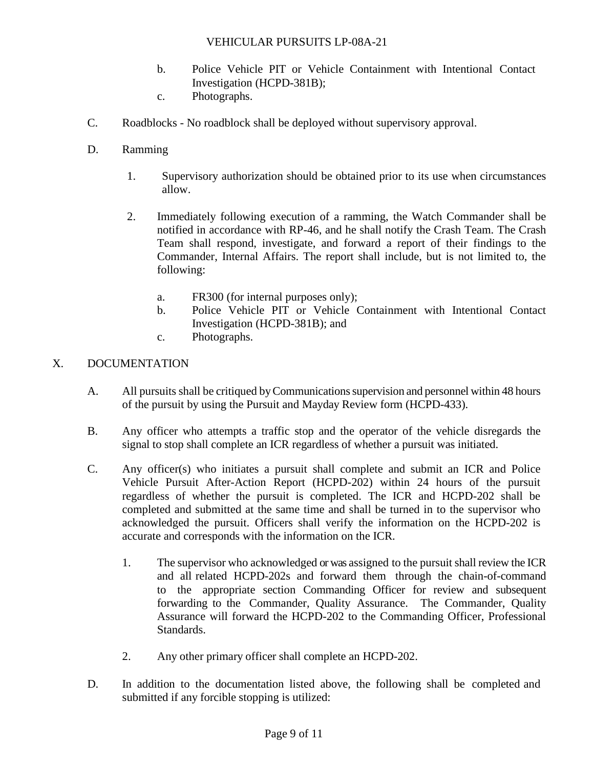b. Police Vehicle PIT or Vehicle Containment with Intentional Contact Investigation (HCPD-381B);

c. Photographs.

C. Roadblocks - No roadblock shall be deployed without supervisory approval.

D. Ramming

1. Supervisory authorization should be obtained prior to its use when circumstances allow.

2. Immediately following execution of a ramming, the Watch Commander shall be notified in accordance with RP-46, and he shall notify the Crash Team. The Crash Team shall respond, investigate, and forward a report of their findings to the Commander, Internal Affairs. The report shall include, but is not limited to, the following:

   a. FR300 (for internal purposes only);

   b. Police Vehicle PIT or Vehicle Containment with Intentional Contact Investigation (HCPD-381B); and

   c. Photographs.

## X. DOCUMENTATION

A. All pursuits shall be critiqued by Communications supervision and personnel within 48 hours of the pursuit by using the Pursuit and Mayday Review form (HCPD-433).

B. Any officer who attempts a traffic stop and the operator of the vehicle disregards the signal to stop shall complete an ICR regardless of whether a pursuit was initiated.

C. Any officer(s) who initiates a pursuit shall complete and submit an ICR and Police Vehicle Pursuit After-Action Report (HCPD-202) within 24 hours of the pursuit regardless of whether the pursuit is completed. The ICR and HCPD-202 shall be completed and submitted at the same time and shall be turned in to the supervisor who acknowledged the pursuit. Officers shall verify the information on the HCPD-202 is accurate and corresponds with the information on the ICR.

1. The supervisor who acknowledged or was assigned to the pursuit shall review the ICR and all related HCPD-202s and forward them through the chain-of-command to the appropriate section Commanding Officer for review and subsequent forwarding to the Commander, Quality Assurance. The Commander, Quality Assurance will forward the HCPD-202 to the Commanding Officer, Professional Standards.

2. Any other primary officer shall complete an HCPD-202.

D. In addition to the documentation listed above, the following shall be completed and submitted if any forcible stopping is utilized: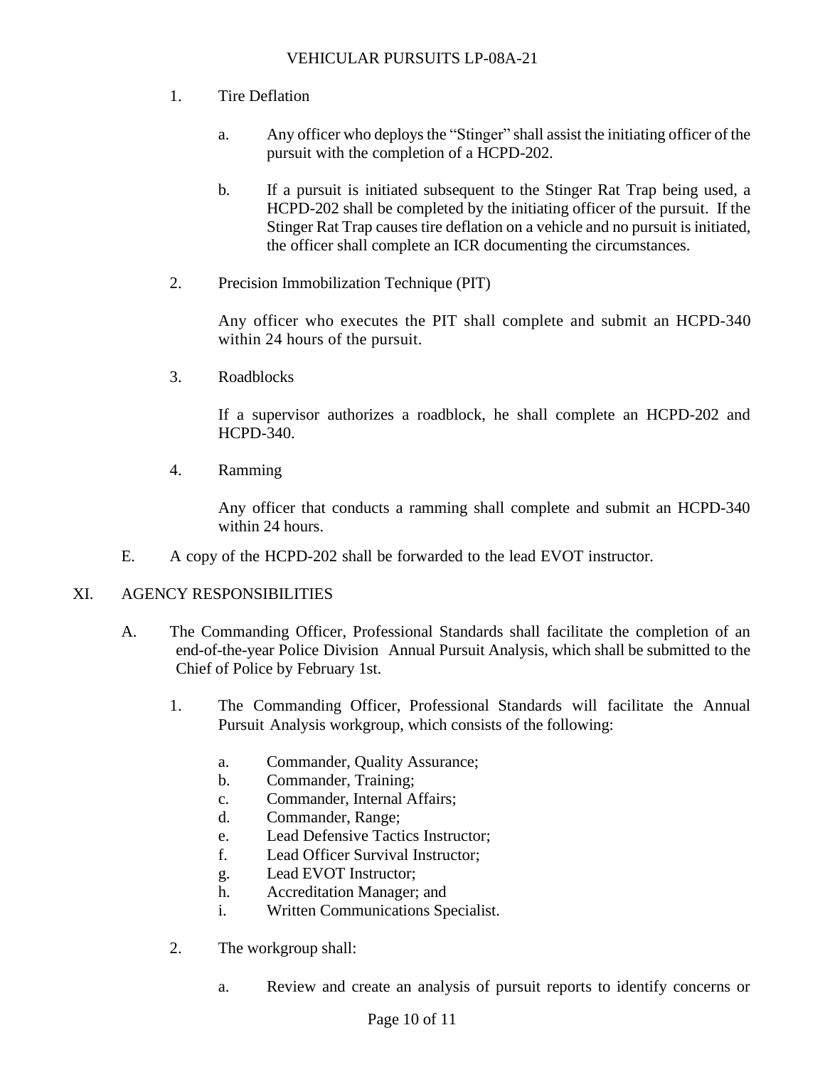1. Tire Deflation

    a. Any officer who deploys the "Stinger" shall assist the initiating officer of the pursuit with the completion of a HCPD-202.

    b. If a pursuit is initiated subsequent to the Stinger Rat Trap being used, a HCPD-202 shall be completed by the initiating officer of the pursuit. If the Stinger Rat Trap causes tire deflation on a vehicle and no pursuit is initiated, the officer shall complete an ICR documenting the circumstances.

2. Precision Immobilization Technique (PIT)

    Any officer who executes the PIT shall complete and submit an HCPD-340 within 24 hours of the pursuit.

3. Roadblocks

    If a supervisor authorizes a roadblock, he shall complete an HCPD-202 and HCPD-340.

4. Ramming

    Any officer that conducts a ramming shall complete and submit an HCPD-340 within 24 hours.

E. A copy of the HCPD-202 shall be forwarded to the lead EVOT instructor.

XI. AGENCY RESPONSIBILITIES

A. The Commanding Officer, Professional Standards shall facilitate the completion of an end-of-the-year Police Division Annual Pursuit Analysis, which shall be submitted to the Chief of Police by February 1st.

1. The Commanding Officer, Professional Standards will facilitate the Annual Pursuit Analysis workgroup, which consists of the following:

    a. Commander, Quality Assurance;
    b. Commander, Training;
    c. Commander, Internal Affairs;
    d. Commander, Range;
    e. Lead Defensive Tactics Instructor;
    f. Lead Officer Survival Instructor;
    g. Lead EVOT Instructor;
    h. Accreditation Manager; and
    i. Written Communications Specialist.

2. The workgroup shall:

    a. Review and create an analysis of pursuit reports to identify concerns or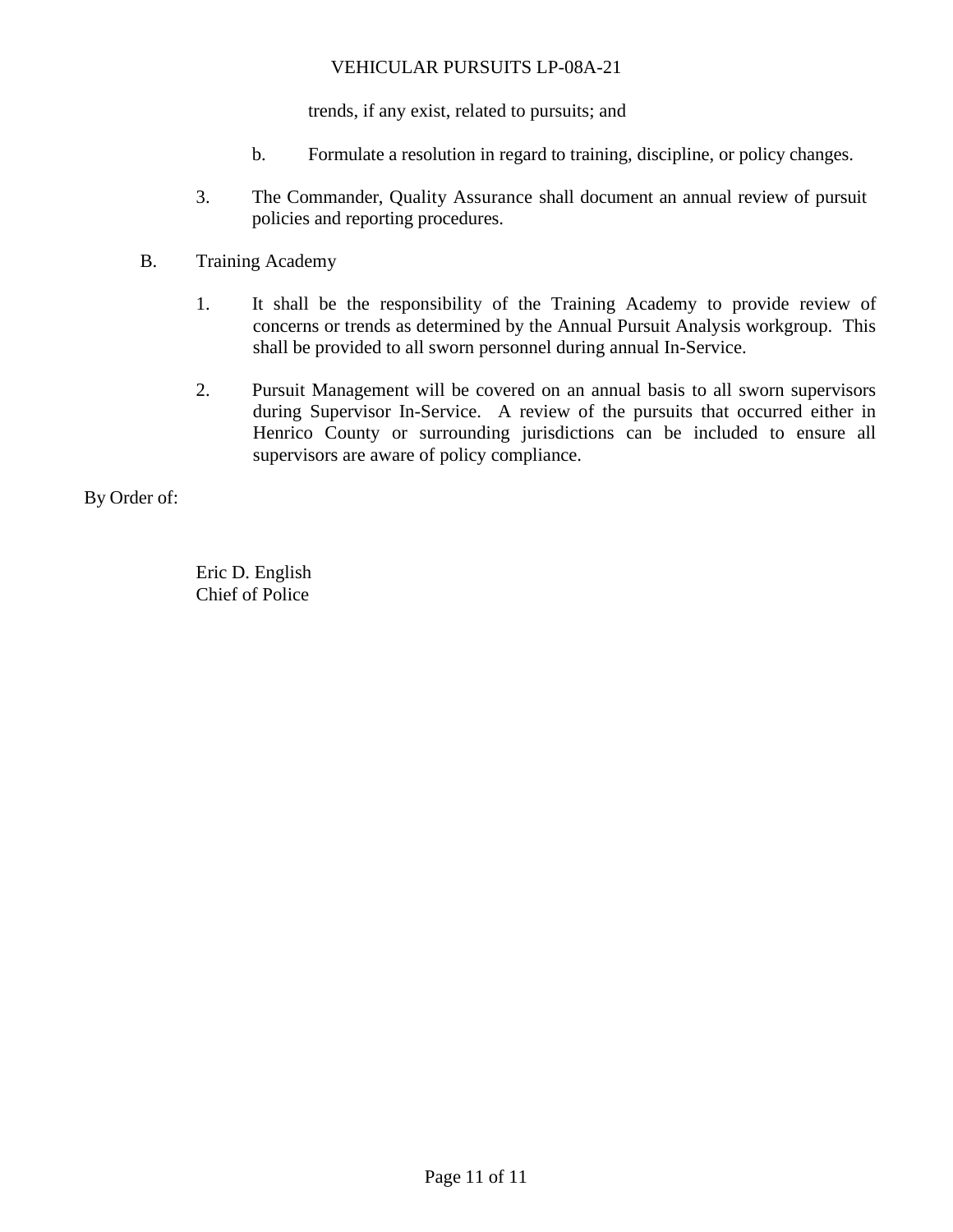trends, if any exist, related to pursuits; and

b. Formulate a resolution in regard to training, discipline, or policy changes.

3. The Commander, Quality Assurance shall document an annual review of pursuit policies and reporting procedures.

B. Training Academy

1. It shall be the responsibility of the Training Academy to provide review of concerns or trends as determined by the Annual Pursuit Analysis workgroup. This shall be provided to all sworn personnel during annual In-Service.

2. Pursuit Management will be covered on an annual basis to all sworn supervisors during Supervisor In-Service. A review of the pursuits that occurred either in Henrico County or surrounding jurisdictions can be included to ensure all supervisors are aware of policy compliance.

By Order of:

Eric D. English
Chief of Police